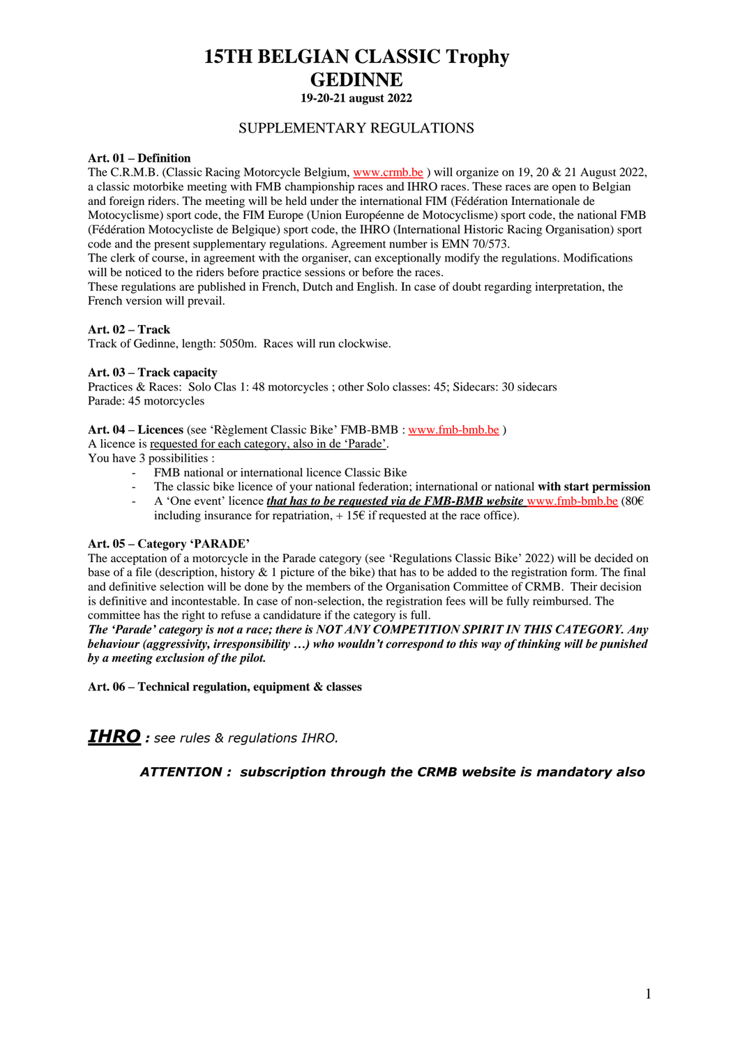# 15TH BELGIAN CLASSIC Trophy
# GEDINNE

**19-20-21 august 2022**

## SUPPLEMENTARY REGULATIONS

**Art. 01 – Definition**

The C.R.M.B. (Classic Racing Motorcycle Belgium, www.crmb.be ) will organize on 19, 20 & 21 August 2022, a classic motorbike meeting with FMB championship races and IHRO races. These races are open to Belgian and foreign riders. The meeting will be held under the international FIM (Fédération Internationale de Motocyclisme) sport code, the FIM Europe (Union Européenne de Motocyclisme) sport code, the national FMB (Fédération Motocycliste de Belgique) sport code, the IHRO (International Historic Racing Organisation) sport code and the present supplementary regulations. Agreement number is EMN 70/573.

The clerk of course, in agreement with the organiser, can exceptionally modify the regulations. Modifications will be noticed to the riders before practice sessions or before the races.

These regulations are published in French, Dutch and English. In case of doubt regarding interpretation, the French version will prevail.

**Art. 02 – Track**

Track of Gedinne, length: 5050m. Races will run clockwise.

**Art. 03 – Track capacity**

Practices & Races: Solo Clas 1: 48 motorcycles ; other Solo classes: 45; Sidecars: 30 sidecars
Parade: 45 motorcycles

**Art. 04 – Licences** (see 'Règlement Classic Bike' FMB-BMB : www.fmb-bmb.be )

A licence is requested for each category, also in de 'Parade'.

You have 3 possibilities :

- FMB national or international licence Classic Bike
- The classic bike licence of your national federation; international or national **with start permission**
- A 'One event' licence ***that has to be requested via de FMB-BMB website*** www.fmb-bmb.be (80€ including insurance for repatriation, + 15€ if requested at the race office).

**Art. 05 – Category 'PARADE'**

The acceptation of a motorcycle in the Parade category (see 'Regulations Classic Bike' 2022) will be decided on base of a file (description, history & 1 picture of the bike) that has to be added to the registration form. The final and definitive selection will be done by the members of the Organisation Committee of CRMB. Their decision is definitive and incontestable. In case of non-selection, the registration fees will be fully reimbursed. The committee has the right to refuse a candidature if the category is full.

***The 'Parade' category is not a race; there is NOT ANY COMPETITION SPIRIT IN THIS CATEGORY. Any behaviour (aggressivity, irresponsibility …) who wouldn't correspond to this way of thinking will be punished by a meeting exclusion of the pilot.***

**Art. 06 – Technical regulation, equipment & classes**

***IHRO*** *: see rules & regulations IHRO.*

***ATTENTION : subscription through the CRMB website is mandatory also***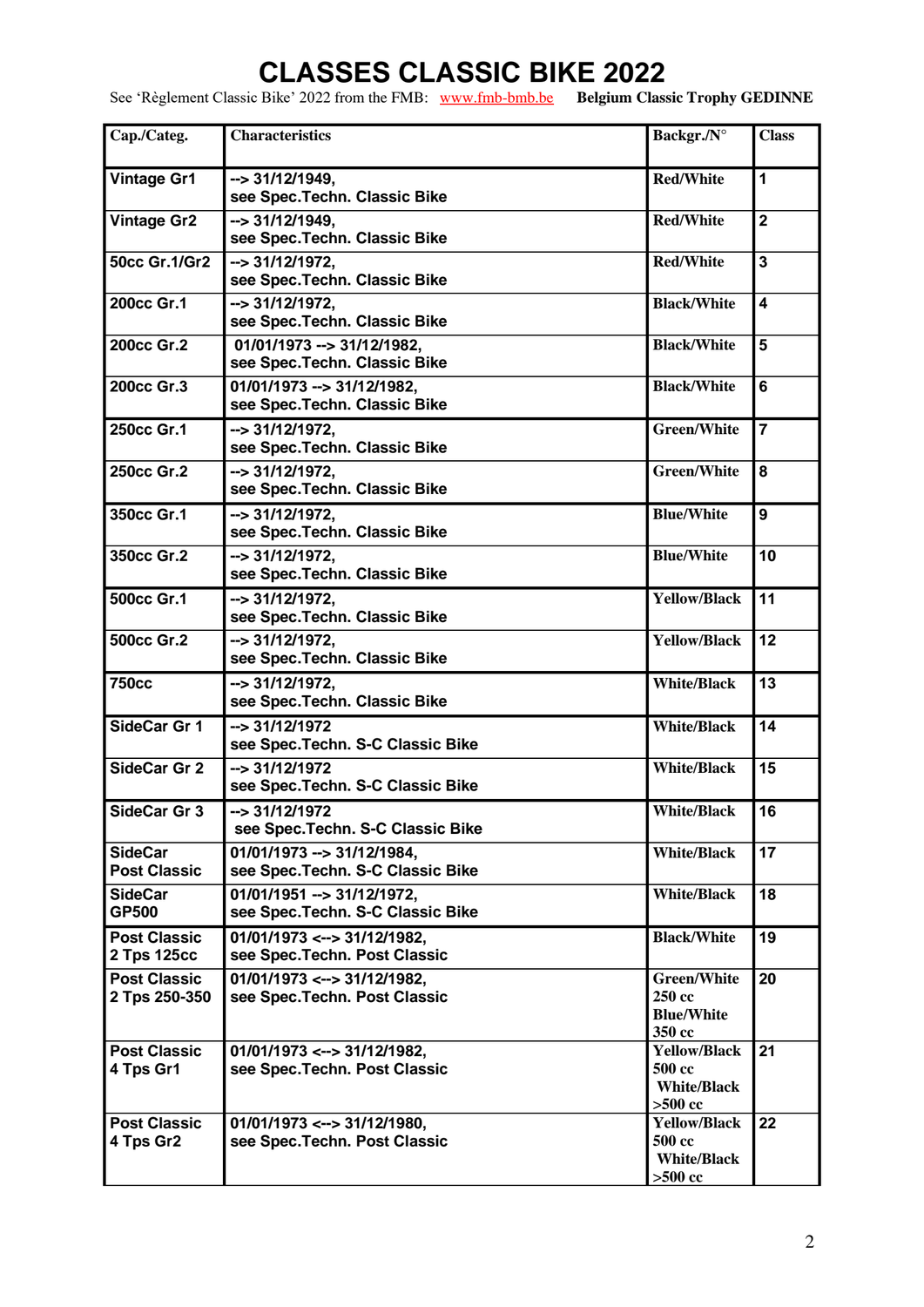# CLASSES CLASSIC BIKE 2022

See 'Règlement Classic Bike' 2022 from the FMB: www.fmb-bmb.be **Belgium Classic Trophy GEDINNE**

| Cap./Categ. | Characteristics | Backgr./N° | Class |
|---|---|---|---|
| Vintage Gr1 | --> 31/12/1949, see Spec.Techn. Classic Bike | Red/White | 1 |
| Vintage Gr2 | --> 31/12/1949, see Spec.Techn. Classic Bike | Red/White | 2 |
| 50cc Gr.1/Gr2 | --> 31/12/1972, see Spec.Techn. Classic Bike | Red/White | 3 |
| 200cc Gr.1 | --> 31/12/1972, see Spec.Techn. Classic Bike | Black/White | 4 |
| 200cc Gr.2 | 01/01/1973 --> 31/12/1982, see Spec.Techn. Classic Bike | Black/White | 5 |
| 200cc Gr.3 | 01/01/1973 --> 31/12/1982, see Spec.Techn. Classic Bike | Black/White | 6 |
| 250cc Gr.1 | --> 31/12/1972, see Spec.Techn. Classic Bike | Green/White | 7 |
| 250cc Gr.2 | --> 31/12/1972, see Spec.Techn. Classic Bike | Green/White | 8 |
| 350cc Gr.1 | --> 31/12/1972, see Spec.Techn. Classic Bike | Blue/White | 9 |
| 350cc Gr.2 | --> 31/12/1972, see Spec.Techn. Classic Bike | Blue/White | 10 |
| 500cc Gr.1 | --> 31/12/1972, see Spec.Techn. Classic Bike | Yellow/Black | 11 |
| 500cc Gr.2 | --> 31/12/1972, see Spec.Techn. Classic Bike | Yellow/Black | 12 |
| 750cc | --> 31/12/1972, see Spec.Techn. Classic Bike | White/Black | 13 |
| SideCar Gr 1 | --> 31/12/1972 see Spec.Techn. S-C Classic Bike | White/Black | 14 |
| SideCar Gr 2 | --> 31/12/1972 see Spec.Techn. S-C Classic Bike | White/Black | 15 |
| SideCar Gr 3 | --> 31/12/1972 see Spec.Techn. S-C Classic Bike | White/Black | 16 |
| SideCar Post Classic | 01/01/1973 --> 31/12/1984, see Spec.Techn. S-C Classic Bike | White/Black | 17 |
| SideCar GP500 | 01/01/1951 --> 31/12/1972, see Spec.Techn. S-C Classic Bike | White/Black | 18 |
| Post Classic 2 Tps 125cc | 01/01/1973 <--> 31/12/1982, see Spec.Techn. Post Classic | Black/White | 19 |
| Post Classic 2 Tps 250-350 | 01/01/1973 <--> 31/12/1982, see Spec.Techn. Post Classic | Green/White 250 cc Blue/White 350 cc | 20 |
| Post Classic 4 Tps Gr1 | 01/01/1973 <--> 31/12/1982, see Spec.Techn. Post Classic | Yellow/Black 500 cc White/Black >500 cc | 21 |
| Post Classic 4 Tps Gr2 | 01/01/1973 <--> 31/12/1980, see Spec.Techn. Post Classic | Yellow/Black 500 cc White/Black >500 cc | 22 |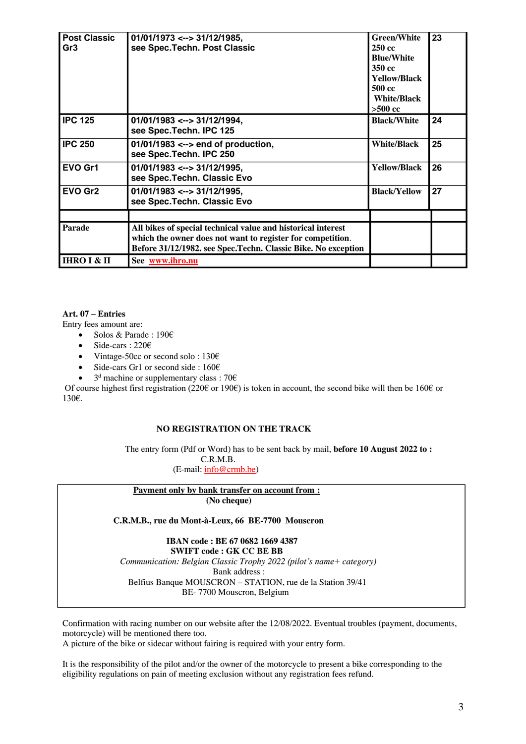| Post Classic Gr3 | 01/01/1973 <--> 31/12/1985, see Spec.Techn. Post Classic | Green/White 250 cc Blue/White 350 cc Yellow/Black 500 cc White/Black >500 cc | 23 |
|---|---|---|---|
| IPC 125 | 01/01/1983 <--> 31/12/1994, see Spec.Techn. IPC 125 | Black/White | 24 |
| IPC 250 | 01/01/1983 <--> end of production, see Spec.Techn. IPC 250 | White/Black | 25 |
| EVO Gr1 | 01/01/1983 <--> 31/12/1995, see Spec.Techn. Classic Evo | Yellow/Black | 26 |
| EVO Gr2 | 01/01/1983 <--> 31/12/1995, see Spec.Techn. Classic Evo | Black/Yellow | 27 |
| | | | |
| **Parade** | **All bikes of special technical value and historical interest which the owner does not want to register for competition. Before 31/12/1982. see Spec.Techn. Classic Bike. No exception** | | |
| **IHRO I & II** | **See** www.ihro.nu | | |

**Art. 07 – Entries**

Entry fees amount are:

- Solos & Parade : 190€
- Side-cars : 220€
- Vintage-50cc or second solo : 130€
- Side-cars Gr1 or second side : 160€
- 3d machine or supplementary class : 70€

Of course highest first registration (220€ or 190€) is token in account, the second bike will then be 160€ or 130€.

**NO REGISTRATION ON THE TRACK**

The entry form (Pdf or Word) has to be sent back by mail, **before 10 August 2022 to :**
C.R.M.B.
(E-mail: info@crmb.be)

**Payment only by bank transfer on account from :**
**(No cheque)**

**C.R.M.B., rue du Mont-à-Leux, 66 BE-7700 Mouscron**

**IBAN code : BE 67 0682 1669 4387**
**SWIFT code : GK CC BE BB**
*Communication: Belgian Classic Trophy 2022 (pilot's name+ category)*
Bank address :
Belfius Banque MOUSCRON – STATION, rue de la Station 39/41
BE- 7700 Mouscron, Belgium

Confirmation with racing number on our website after the 12/08/2022. Eventual troubles (payment, documents, motorcycle) will be mentioned there too.
A picture of the bike or sidecar without fairing is required with your entry form.

It is the responsibility of the pilot and/or the owner of the motorcycle to present a bike corresponding to the eligibility regulations on pain of meeting exclusion without any registration fees refund.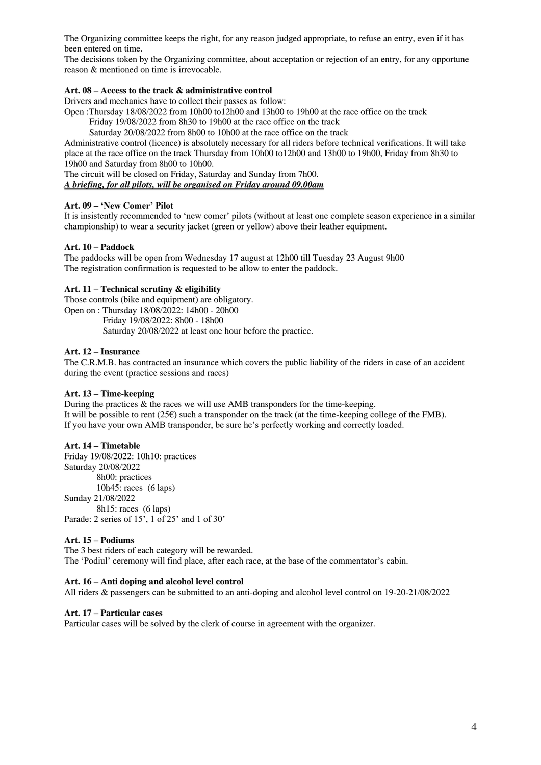The Organizing committee keeps the right, for any reason judged appropriate, to refuse an entry, even if it has been entered on time.
The decisions token by the Organizing committee, about acceptation or rejection of an entry, for any opportune reason & mentioned on time is irrevocable.

**Art. 08 – Access to the track & administrative control**

Drivers and mechanics have to collect their passes as follow:
Open :Thursday 18/08/2022 from 10h00 to12h00 and 13h00 to 19h00 at the race office on the track
Friday 19/08/2022 from 8h30 to 19h00 at the race office on the track
Saturday 20/08/2022 from 8h00 to 10h00 at the race office on the track

Administrative control (licence) is absolutely necessary for all riders before technical verifications. It will take place at the race office on the track Thursday from 10h00 to12h00 and 13h00 to 19h00, Friday from 8h30 to 19h00 and Saturday from 8h00 to 10h00.
The circuit will be closed on Friday, Saturday and Sunday from 7h00.
***A briefing, for all pilots, will be organised on Friday around 09.00am***

**Art. 09 – 'New Comer' Pilot**

It is insistently recommended to 'new comer' pilots (without at least one complete season experience in a similar championship) to wear a security jacket (green or yellow) above their leather equipment.

**Art. 10 – Paddock**

The paddocks will be open from Wednesday 17 august at 12h00 till Tuesday 23 August 9h00
The registration confirmation is requested to be allow to enter the paddock.

**Art. 11 – Technical scrutiny & eligibility**

Those controls (bike and equipment) are obligatory.
Open on : Thursday 18/08/2022: 14h00 - 20h00
Friday 19/08/2022: 8h00 - 18h00
Saturday 20/08/2022 at least one hour before the practice.

**Art. 12 – Insurance**

The C.R.M.B. has contracted an insurance which covers the public liability of the riders in case of an accident during the event (practice sessions and races)

**Art. 13 – Time-keeping**

During the practices & the races we will use AMB transponders for the time-keeping.
It will be possible to rent (25€) such a transponder on the track (at the time-keeping college of the FMB).
If you have your own AMB transponder, be sure he's perfectly working and correctly loaded.

**Art. 14 – Timetable**

Friday 19/08/2022: 10h10: practices
Saturday 20/08/2022
8h00: practices
10h45: races (6 laps)
Sunday 21/08/2022
8h15: races (6 laps)
Parade: 2 series of 15', 1 of 25' and 1 of 30'

**Art. 15 – Podiums**

The 3 best riders of each category will be rewarded.
The 'Podiul' ceremony will find place, after each race, at the base of the commentator's cabin.

**Art. 16 – Anti doping and alcohol level control**

All riders & passengers can be submitted to an anti-doping and alcohol level control on 19-20-21/08/2022

**Art. 17 – Particular cases**

Particular cases will be solved by the clerk of course in agreement with the organizer.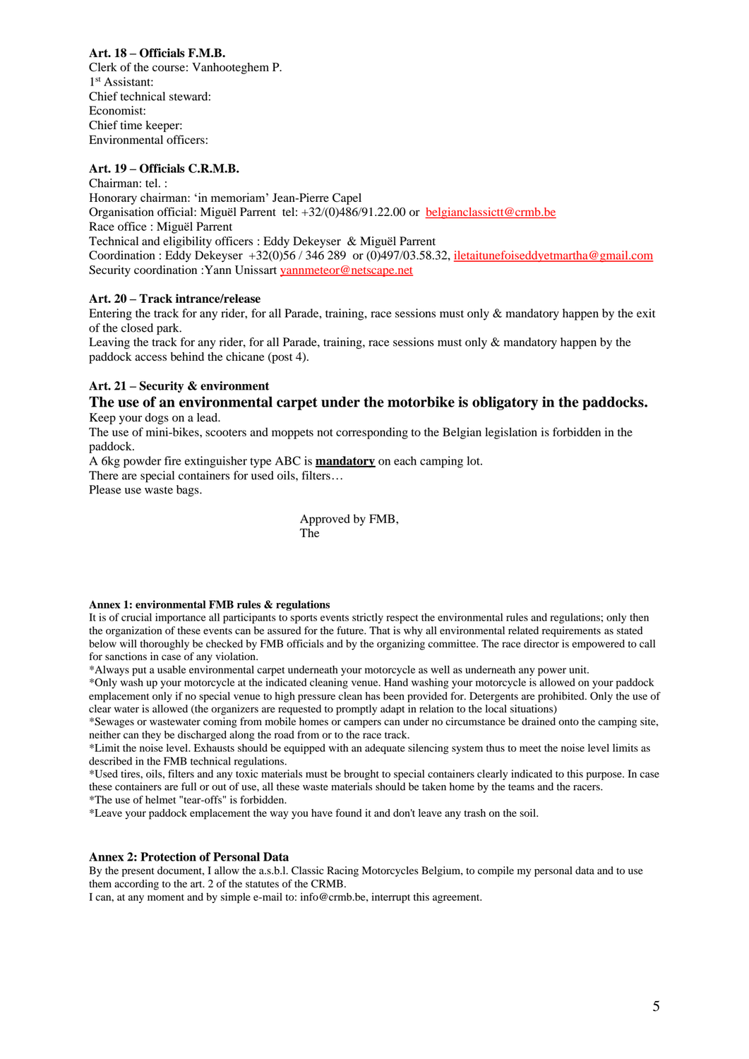**Art. 18 – Officials F.M.B.**
Clerk of the course: Vanhooteghem P.
1st Assistant:
Chief technical steward:
Economist:
Chief time keeper:
Environmental officers:

**Art. 19 – Officials C.R.M.B.**
Chairman: tel. :
Honorary chairman: 'in memoriam' Jean-Pierre Capel
Organisation official: Miguël Parrent tel: +32/(0)486/91.22.00 or belgianclassictt@crmb.be
Race office : Miguël Parrent
Technical and eligibility officers : Eddy Dekeyser & Miguël Parrent
Coordination : Eddy Dekeyser +32(0)56 / 346 289 or (0)497/03.58.32, iletaitunefoiseddyetmartha@gmail.com
Security coordination :Yann Unissart yannmeteor@netscape.net

**Art. 20 – Track intrance/release**
Entering the track for any rider, for all Parade, training, race sessions must only & mandatory happen by the exit of the closed park.
Leaving the track for any rider, for all Parade, training, race sessions must only & mandatory happen by the paddock access behind the chicane (post 4).

**Art. 21 – Security & environment**

**The use of an environmental carpet under the motorbike is obligatory in the paddocks.**

Keep your dogs on a lead.
The use of mini-bikes, scooters and moppets not corresponding to the Belgian legislation is forbidden in the paddock.
A 6kg powder fire extinguisher type ABC is **mandatory** on each camping lot.
There are special containers for used oils, filters…
Please use waste bags.

Approved by FMB,
The

**Annex 1: environmental FMB rules & regulations**
It is of crucial importance all participants to sports events strictly respect the environmental rules and regulations; only then the organization of these events can be assured for the future. That is why all environmental related requirements as stated below will thoroughly be checked by FMB officials and by the organizing committee. The race director is empowered to call for sanctions in case of any violation.
*Always put a usable environmental carpet underneath your motorcycle as well as underneath any power unit.
*Only wash up your motorcycle at the indicated cleaning venue. Hand washing your motorcycle is allowed on your paddock emplacement only if no special venue to high pressure clean has been provided for. Detergents are prohibited. Only the use of clear water is allowed (the organizers are requested to promptly adapt in relation to the local situations)
*Sewages or wastewater coming from mobile homes or campers can under no circumstance be drained onto the camping site, neither can they be discharged along the road from or to the race track.
*Limit the noise level. Exhausts should be equipped with an adequate silencing system thus to meet the noise level limits as described in the FMB technical regulations.
*Used tires, oils, filters and any toxic materials must be brought to special containers clearly indicated to this purpose. In case these containers are full or out of use, all these waste materials should be taken home by the teams and the racers.
*The use of helmet "tear-offs" is forbidden.
*Leave your paddock emplacement the way you have found it and don't leave any trash on the soil.

**Annex 2: Protection of Personal Data**
By the present document, I allow the a.s.b.l. Classic Racing Motorcycles Belgium, to compile my personal data and to use them according to the art. 2 of the statutes of the CRMB.
I can, at any moment and by simple e-mail to: info@crmb.be, interrupt this agreement.